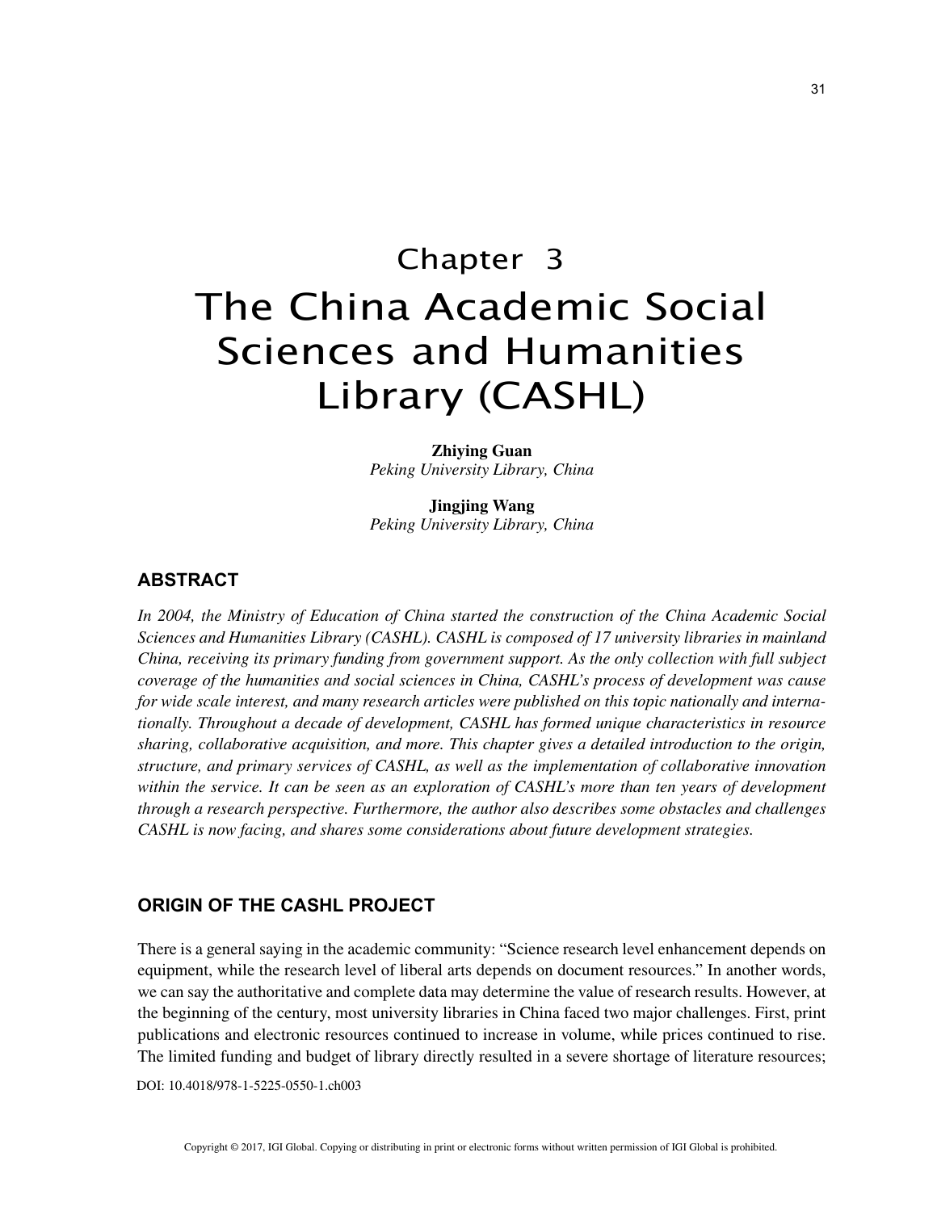# Chapter 3

# The China Academic Social Sciences and Humanities Library (CASHL)

**Zhiying Guan**
*Peking University Library, China*

**Jingjing Wang**
*Peking University Library, China*

## ABSTRACT

*In 2004, the Ministry of Education of China started the construction of the China Academic Social Sciences and Humanities Library (CASHL). CASHL is composed of 17 university libraries in mainland China, receiving its primary funding from government support. As the only collection with full subject coverage of the humanities and social sciences in China, CASHL's process of development was cause for wide scale interest, and many research articles were published on this topic nationally and internationally. Throughout a decade of development, CASHL has formed unique characteristics in resource sharing, collaborative acquisition, and more. This chapter gives a detailed introduction to the origin, structure, and primary services of CASHL, as well as the implementation of collaborative innovation within the service. It can be seen as an exploration of CASHL's more than ten years of development through a research perspective. Furthermore, the author also describes some obstacles and challenges CASHL is now facing, and shares some considerations about future development strategies.*

## ORIGIN OF THE CASHL PROJECT

There is a general saying in the academic community: "Science research level enhancement depends on equipment, while the research level of liberal arts depends on document resources." In another words, we can say the authoritative and complete data may determine the value of research results. However, at the beginning of the century, most university libraries in China faced two major challenges. First, print publications and electronic resources continued to increase in volume, while prices continued to rise. The limited funding and budget of library directly resulted in a severe shortage of literature resources;

DOI: 10.4018/978-1-5225-0550-1.ch003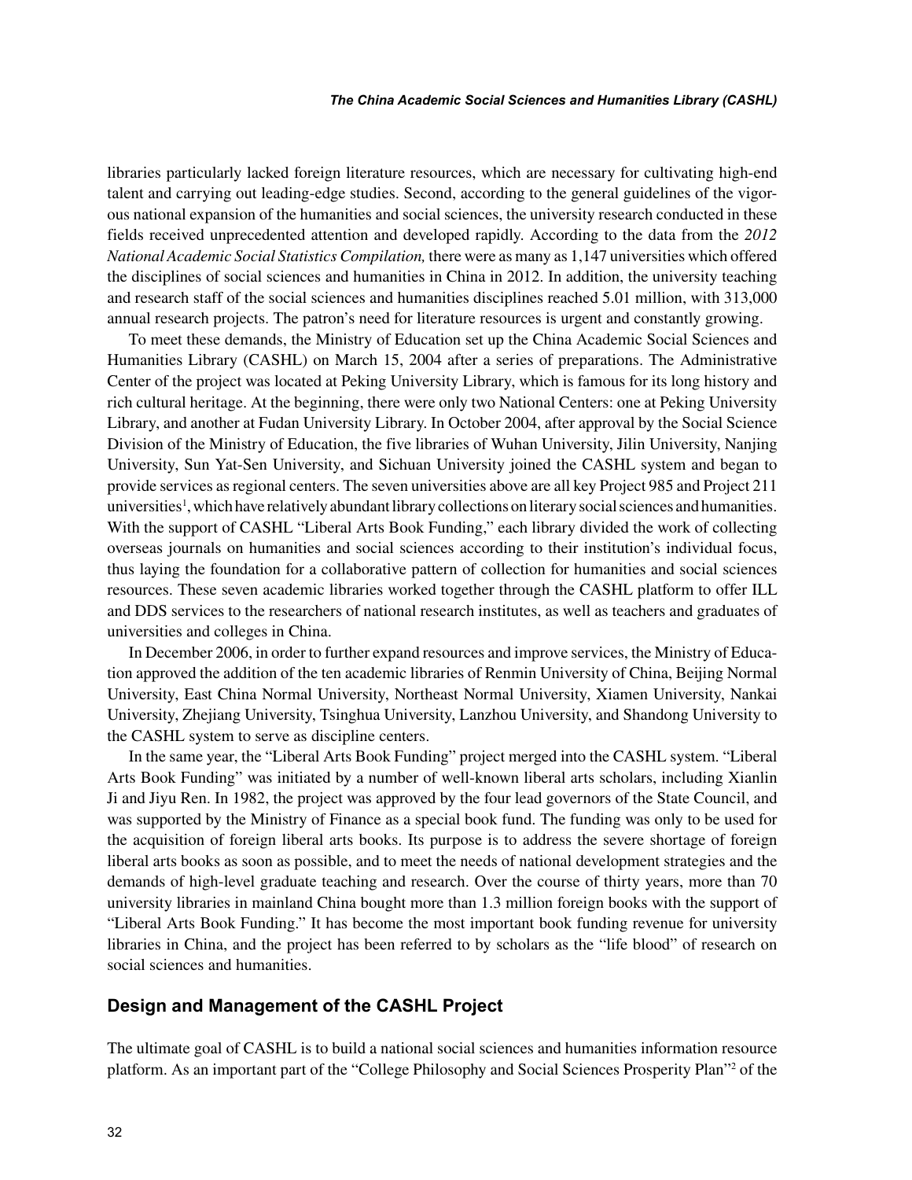libraries particularly lacked foreign literature resources, which are necessary for cultivating high-end talent and carrying out leading-edge studies. Second, according to the general guidelines of the vigorous national expansion of the humanities and social sciences, the university research conducted in these fields received unprecedented attention and developed rapidly. According to the data from the *2012 National Academic Social Statistics Compilation,* there were as many as 1,147 universities which offered the disciplines of social sciences and humanities in China in 2012. In addition, the university teaching and research staff of the social sciences and humanities disciplines reached 5.01 million, with 313,000 annual research projects. The patron's need for literature resources is urgent and constantly growing.

To meet these demands, the Ministry of Education set up the China Academic Social Sciences and Humanities Library (CASHL) on March 15, 2004 after a series of preparations. The Administrative Center of the project was located at Peking University Library, which is famous for its long history and rich cultural heritage. At the beginning, there were only two National Centers: one at Peking University Library, and another at Fudan University Library. In October 2004, after approval by the Social Science Division of the Ministry of Education, the five libraries of Wuhan University, Jilin University, Nanjing University, Sun Yat-Sen University, and Sichuan University joined the CASHL system and began to provide services as regional centers. The seven universities above are all key Project 985 and Project 211 universities[1], which have relatively abundant library collections on literary social sciences and humanities. With the support of CASHL "Liberal Arts Book Funding," each library divided the work of collecting overseas journals on humanities and social sciences according to their institution's individual focus, thus laying the foundation for a collaborative pattern of collection for humanities and social sciences resources. These seven academic libraries worked together through the CASHL platform to offer ILL and DDS services to the researchers of national research institutes, as well as teachers and graduates of universities and colleges in China.

In December 2006, in order to further expand resources and improve services, the Ministry of Education approved the addition of the ten academic libraries of Renmin University of China, Beijing Normal University, East China Normal University, Northeast Normal University, Xiamen University, Nankai University, Zhejiang University, Tsinghua University, Lanzhou University, and Shandong University to the CASHL system to serve as discipline centers.

In the same year, the "Liberal Arts Book Funding" project merged into the CASHL system. "Liberal Arts Book Funding" was initiated by a number of well-known liberal arts scholars, including Xianlin Ji and Jiyu Ren. In 1982, the project was approved by the four lead governors of the State Council, and was supported by the Ministry of Finance as a special book fund. The funding was only to be used for the acquisition of foreign liberal arts books. Its purpose is to address the severe shortage of foreign liberal arts books as soon as possible, and to meet the needs of national development strategies and the demands of high-level graduate teaching and research. Over the course of thirty years, more than 70 university libraries in mainland China bought more than 1.3 million foreign books with the support of "Liberal Arts Book Funding." It has become the most important book funding revenue for university libraries in China, and the project has been referred to by scholars as the "life blood" of research on social sciences and humanities.

## Design and Management of the CASHL Project

The ultimate goal of CASHL is to build a national social sciences and humanities information resource platform. As an important part of the "College Philosophy and Social Sciences Prosperity Plan"[2] of the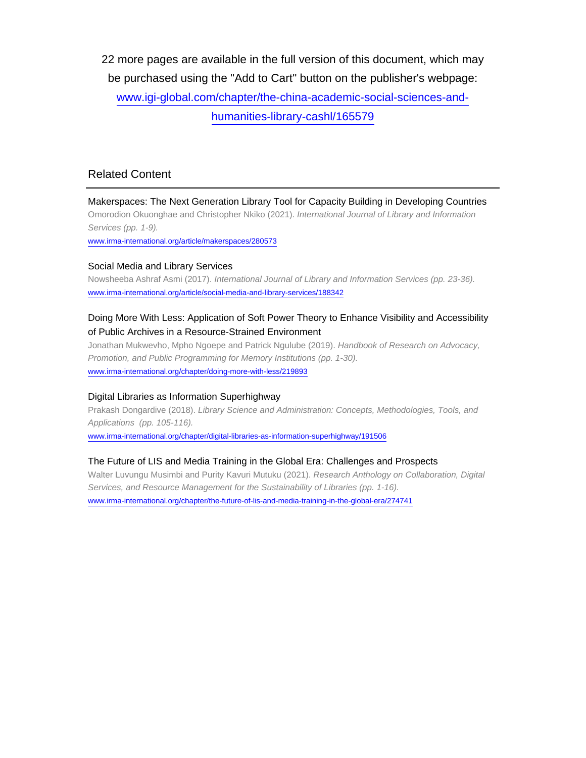22 more pages are available in the full version of this document, which may be purchased using the "Add to Cart" button on the publisher's webpage: [www.igi-global.com/chapter/the-china-academic-social-sciences-and-humanities-library-cashl/165579](http://www.igi-global.com/chapter/the-china-academic-social-sciences-and-humanities-library-cashl/165579)

## Related Content

**Makerspaces: The Next Generation Library Tool for Capacity Building in Developing Countries**
Omorodion Okuonghae and Christopher Nkiko (2021). *International Journal of Library and Information Services (pp. 1-9).*
[www.irma-international.org/article/makerspaces/280573](http://www.irma-international.org/article/makerspaces/280573)

**Social Media and Library Services**
Nowsheeba Ashraf Asmi (2017). *International Journal of Library and Information Services (pp. 23-36).*
[www.irma-international.org/article/social-media-and-library-services/188342](http://www.irma-international.org/article/social-media-and-library-services/188342)

**Doing More With Less: Application of Soft Power Theory to Enhance Visibility and Accessibility of Public Archives in a Resource-Strained Environment**
Jonathan Mukwevho, Mpho Ngoepe and Patrick Ngulube (2019). *Handbook of Research on Advocacy, Promotion, and Public Programming for Memory Institutions (pp. 1-30).*
[www.irma-international.org/chapter/doing-more-with-less/219893](http://www.irma-international.org/chapter/doing-more-with-less/219893)

**Digital Libraries as Information Superhighway**
Prakash Dongardive (2018). *Library Science and Administration: Concepts, Methodologies, Tools, and Applications (pp. 105-116).*
[www.irma-international.org/chapter/digital-libraries-as-information-superhighway/191506](http://www.irma-international.org/chapter/digital-libraries-as-information-superhighway/191506)

**The Future of LIS and Media Training in the Global Era: Challenges and Prospects**
Walter Luvungu Musimbi and Purity Kavuri Mutuku (2021). *Research Anthology on Collaboration, Digital Services, and Resource Management for the Sustainability of Libraries (pp. 1-16).*
[www.irma-international.org/chapter/the-future-of-lis-and-media-training-in-the-global-era/274741](http://www.irma-international.org/chapter/the-future-of-lis-and-media-training-in-the-global-era/274741)